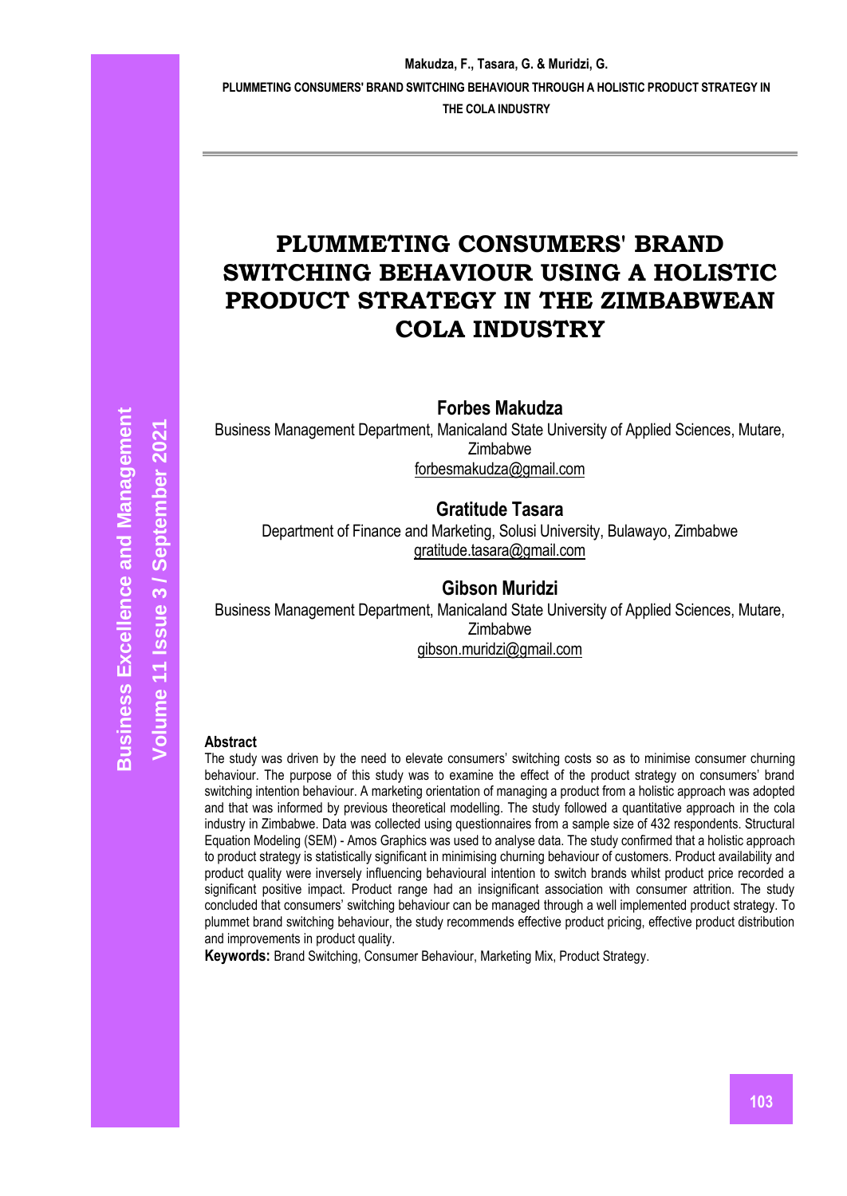# PLUMMETING CONSUMERS' BRAND SWITCHING BEHAVIOUR USING A HOLISTIC PRODUCT STRATEGY IN THE ZIMBABWEAN COLA INDUSTRY

**Forbes Makudza**

Business Management Department, Manicaland State University of Applied Sciences, Mutare, Zimbabwe
forbesmakudza@gmail.com

**Gratitude Tasara**

Department of Finance and Marketing, Solusi University, Bulawayo, Zimbabwe
gratitude.tasara@gmail.com

**Gibson Muridzi**

Business Management Department, Manicaland State University of Applied Sciences, Mutare, Zimbabwe
gibson.muridzi@gmail.com

**Abstract**

The study was driven by the need to elevate consumers' switching costs so as to minimise consumer churning behaviour. The purpose of this study was to examine the effect of the product strategy on consumers' brand switching intention behaviour. A marketing orientation of managing a product from a holistic approach was adopted and that was informed by previous theoretical modelling. The study followed a quantitative approach in the cola industry in Zimbabwe. Data was collected using questionnaires from a sample size of 432 respondents. Structural Equation Modeling (SEM) - Amos Graphics was used to analyse data. The study confirmed that a holistic approach to product strategy is statistically significant in minimising churning behaviour of customers. Product availability and product quality were inversely influencing behavioural intention to switch brands whilst product price recorded a significant positive impact. Product range had an insignificant association with consumer attrition. The study concluded that consumers' switching behaviour can be managed through a well implemented product strategy. To plummet brand switching behaviour, the study recommends effective product pricing, effective product distribution and improvements in product quality.

**Keywords:** Brand Switching, Consumer Behaviour, Marketing Mix, Product Strategy.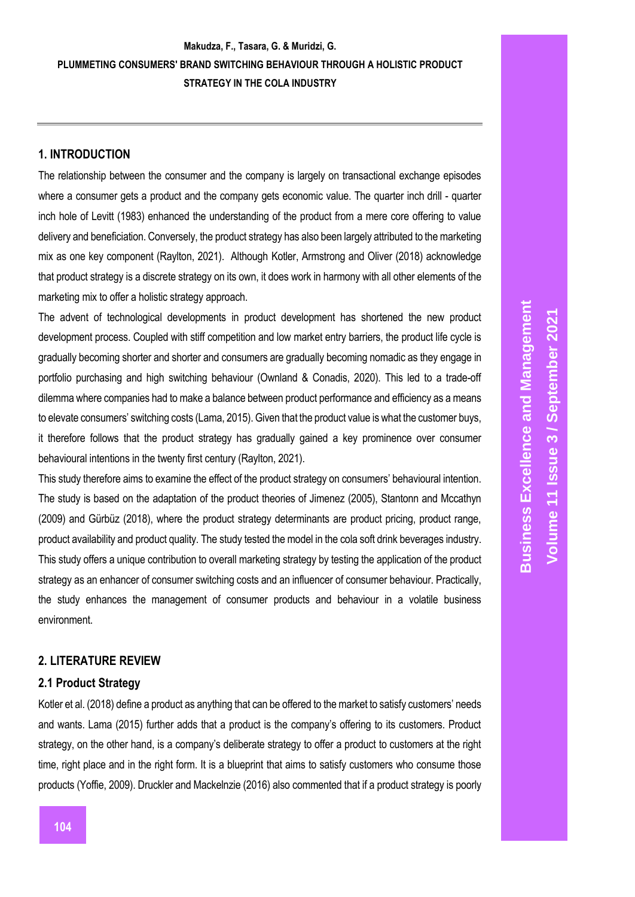## 1. INTRODUCTION

The relationship between the consumer and the company is largely on transactional exchange episodes where a consumer gets a product and the company gets economic value. The quarter inch drill - quarter inch hole of Levitt (1983) enhanced the understanding of the product from a mere core offering to value delivery and beneficiation. Conversely, the product strategy has also been largely attributed to the marketing mix as one key component (Raylton, 2021). Although Kotler, Armstrong and Oliver (2018) acknowledge that product strategy is a discrete strategy on its own, it does work in harmony with all other elements of the marketing mix to offer a holistic strategy approach.

The advent of technological developments in product development has shortened the new product development process. Coupled with stiff competition and low market entry barriers, the product life cycle is gradually becoming shorter and shorter and consumers are gradually becoming nomadic as they engage in portfolio purchasing and high switching behaviour (Ownland & Conadis, 2020). This led to a trade-off dilemma where companies had to make a balance between product performance and efficiency as a means to elevate consumers' switching costs (Lama, 2015). Given that the product value is what the customer buys, it therefore follows that the product strategy has gradually gained a key prominence over consumer behavioural intentions in the twenty first century (Raylton, 2021).

This study therefore aims to examine the effect of the product strategy on consumers' behavioural intention. The study is based on the adaptation of the product theories of Jimenez (2005), Stantonn and Mccathyn (2009) and Gürbüz (2018), where the product strategy determinants are product pricing, product range, product availability and product quality. The study tested the model in the cola soft drink beverages industry. This study offers a unique contribution to overall marketing strategy by testing the application of the product strategy as an enhancer of consumer switching costs and an influencer of consumer behaviour. Practically, the study enhances the management of consumer products and behaviour in a volatile business environment.

## 2. LITERATURE REVIEW

### 2.1 Product Strategy

Kotler et al. (2018) define a product as anything that can be offered to the market to satisfy customers' needs and wants. Lama (2015) further adds that a product is the company's offering to its customers. Product strategy, on the other hand, is a company's deliberate strategy to offer a product to customers at the right time, right place and in the right form. It is a blueprint that aims to satisfy customers who consume those products (Yoffie, 2009). Druckler and Mackelnzie (2016) also commented that if a product strategy is poorly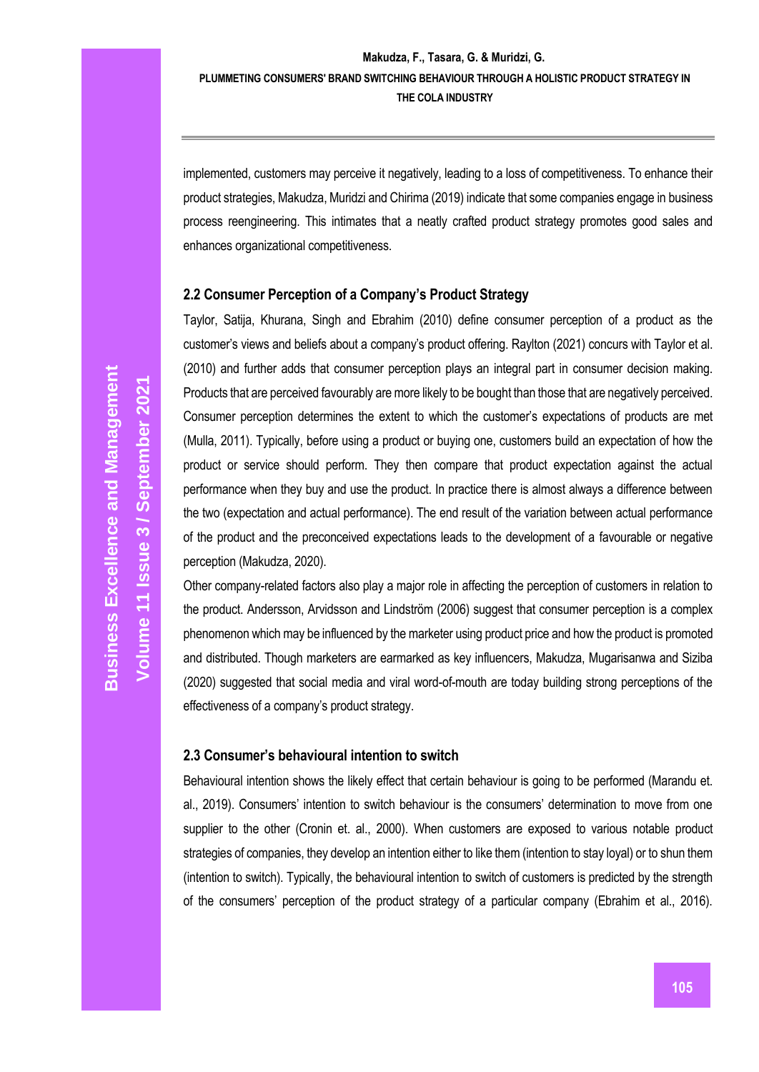implemented, customers may perceive it negatively, leading to a loss of competitiveness. To enhance their product strategies, Makudza, Muridzi and Chirima (2019) indicate that some companies engage in business process reengineering. This intimates that a neatly crafted product strategy promotes good sales and enhances organizational competitiveness.

### 2.2 Consumer Perception of a Company's Product Strategy

Taylor, Satija, Khurana, Singh and Ebrahim (2010) define consumer perception of a product as the customer's views and beliefs about a company's product offering. Raylton (2021) concurs with Taylor et al. (2010) and further adds that consumer perception plays an integral part in consumer decision making. Products that are perceived favourably are more likely to be bought than those that are negatively perceived. Consumer perception determines the extent to which the customer's expectations of products are met (Mulla, 2011). Typically, before using a product or buying one, customers build an expectation of how the product or service should perform. They then compare that product expectation against the actual performance when they buy and use the product. In practice there is almost always a difference between the two (expectation and actual performance). The end result of the variation between actual performance of the product and the preconceived expectations leads to the development of a favourable or negative perception (Makudza, 2020).

Other company-related factors also play a major role in affecting the perception of customers in relation to the product. Andersson, Arvidsson and Lindström (2006) suggest that consumer perception is a complex phenomenon which may be influenced by the marketer using product price and how the product is promoted and distributed. Though marketers are earmarked as key influencers, Makudza, Mugarisanwa and Siziba (2020) suggested that social media and viral word-of-mouth are today building strong perceptions of the effectiveness of a company's product strategy.

### 2.3 Consumer's behavioural intention to switch

Behavioural intention shows the likely effect that certain behaviour is going to be performed (Marandu et. al., 2019). Consumers' intention to switch behaviour is the consumers' determination to move from one supplier to the other (Cronin et. al., 2000). When customers are exposed to various notable product strategies of companies, they develop an intention either to like them (intention to stay loyal) or to shun them (intention to switch). Typically, the behavioural intention to switch of customers is predicted by the strength of the consumers' perception of the product strategy of a particular company (Ebrahim et al., 2016).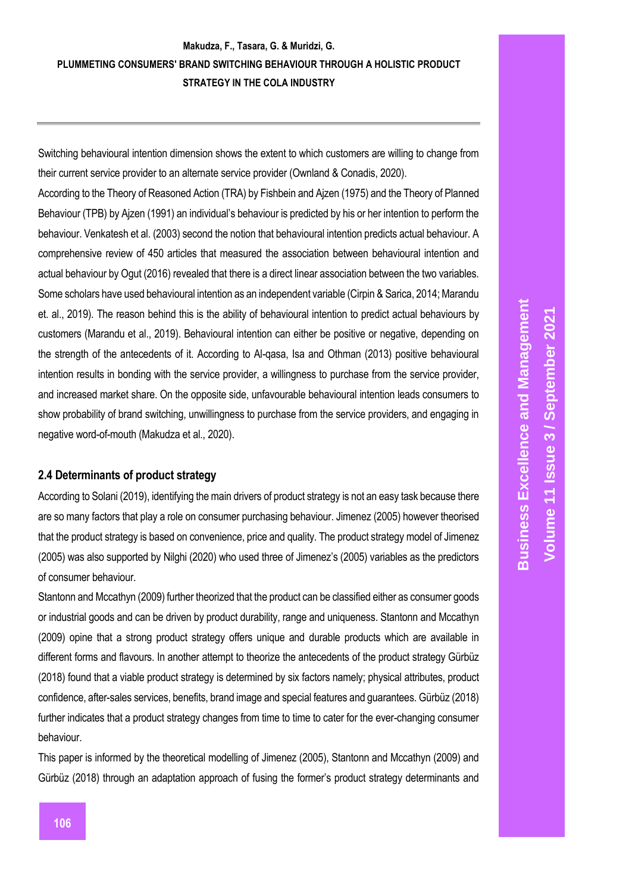Switching behavioural intention dimension shows the extent to which customers are willing to change from their current service provider to an alternate service provider (Ownland & Conadis, 2020).

According to the Theory of Reasoned Action (TRA) by Fishbein and Ajzen (1975) and the Theory of Planned Behaviour (TPB) by Ajzen (1991) an individual's behaviour is predicted by his or her intention to perform the behaviour. Venkatesh et al. (2003) second the notion that behavioural intention predicts actual behaviour. A comprehensive review of 450 articles that measured the association between behavioural intention and actual behaviour by Ogut (2016) revealed that there is a direct linear association between the two variables. Some scholars have used behavioural intention as an independent variable (Cirpin & Sarica, 2014; Marandu et. al., 2019). The reason behind this is the ability of behavioural intention to predict actual behaviours by customers (Marandu et al., 2019). Behavioural intention can either be positive or negative, depending on the strength of the antecedents of it. According to Al-qasa, Isa and Othman (2013) positive behavioural intention results in bonding with the service provider, a willingness to purchase from the service provider, and increased market share. On the opposite side, unfavourable behavioural intention leads consumers to show probability of brand switching, unwillingness to purchase from the service providers, and engaging in negative word-of-mouth (Makudza et al., 2020).

## 2.4 Determinants of product strategy

According to Solani (2019), identifying the main drivers of product strategy is not an easy task because there are so many factors that play a role on consumer purchasing behaviour. Jimenez (2005) however theorised that the product strategy is based on convenience, price and quality. The product strategy model of Jimenez (2005) was also supported by Nilghi (2020) who used three of Jimenez's (2005) variables as the predictors of consumer behaviour.

Stantonn and Mccathyn (2009) further theorized that the product can be classified either as consumer goods or industrial goods and can be driven by product durability, range and uniqueness. Stantonn and Mccathyn (2009) opine that a strong product strategy offers unique and durable products which are available in different forms and flavours. In another attempt to theorize the antecedents of the product strategy Gürbüz (2018) found that a viable product strategy is determined by six factors namely; physical attributes, product confidence, after-sales services, benefits, brand image and special features and guarantees. Gürbüz (2018) further indicates that a product strategy changes from time to time to cater for the ever-changing consumer behaviour.

This paper is informed by the theoretical modelling of Jimenez (2005), Stantonn and Mccathyn (2009) and Gürbüz (2018) through an adaptation approach of fusing the former's product strategy determinants and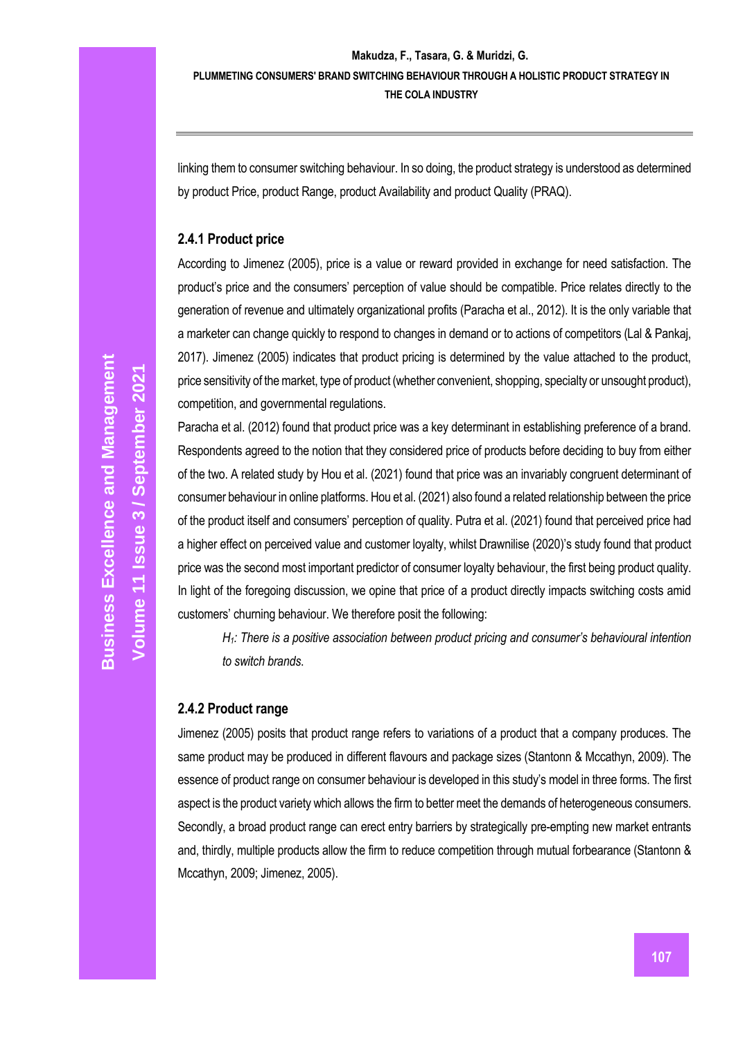linking them to consumer switching behaviour. In so doing, the product strategy is understood as determined by product Price, product Range, product Availability and product Quality (PRAQ).

### 2.4.1 Product price

According to Jimenez (2005), price is a value or reward provided in exchange for need satisfaction. The product's price and the consumers' perception of value should be compatible. Price relates directly to the generation of revenue and ultimately organizational profits (Paracha et al., 2012). It is the only variable that a marketer can change quickly to respond to changes in demand or to actions of competitors (Lal & Pankaj, 2017). Jimenez (2005) indicates that product pricing is determined by the value attached to the product, price sensitivity of the market, type of product (whether convenient, shopping, specialty or unsought product), competition, and governmental regulations.

Paracha et al. (2012) found that product price was a key determinant in establishing preference of a brand. Respondents agreed to the notion that they considered price of products before deciding to buy from either of the two. A related study by Hou et al. (2021) found that price was an invariably congruent determinant of consumer behaviour in online platforms. Hou et al. (2021) also found a related relationship between the price of the product itself and consumers' perception of quality. Putra et al. (2021) found that perceived price had a higher effect on perceived value and customer loyalty, whilst Drawnilise (2020)'s study found that product price was the second most important predictor of consumer loyalty behaviour, the first being product quality. In light of the foregoing discussion, we opine that price of a product directly impacts switching costs amid customers' churning behaviour. We therefore posit the following:

> *$H_1$: There is a positive association between product pricing and consumer's behavioural intention to switch brands.*

### 2.4.2 Product range

Jimenez (2005) posits that product range refers to variations of a product that a company produces. The same product may be produced in different flavours and package sizes (Stantonn & Mccathyn, 2009). The essence of product range on consumer behaviour is developed in this study's model in three forms. The first aspect is the product variety which allows the firm to better meet the demands of heterogeneous consumers. Secondly, a broad product range can erect entry barriers by strategically pre-empting new market entrants and, thirdly, multiple products allow the firm to reduce competition through mutual forbearance (Stantonn & Mccathyn, 2009; Jimenez, 2005).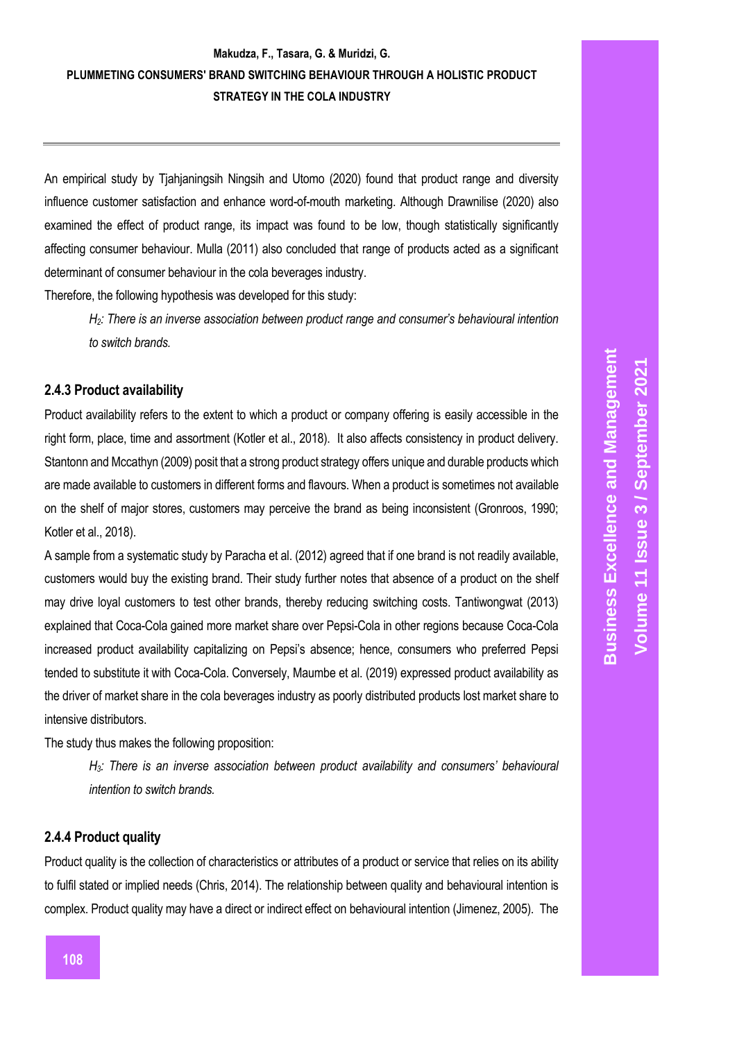An empirical study by Tjahjaningsih Ningsih and Utomo (2020) found that product range and diversity influence customer satisfaction and enhance word-of-mouth marketing. Although Drawnilise (2020) also examined the effect of product range, its impact was found to be low, though statistically significantly affecting consumer behaviour. Mulla (2011) also concluded that range of products acted as a significant determinant of consumer behaviour in the cola beverages industry.

Therefore, the following hypothesis was developed for this study:

> *$H_2$: There is an inverse association between product range and consumer's behavioural intention to switch brands.*

### 2.4.3 Product availability

Product availability refers to the extent to which a product or company offering is easily accessible in the right form, place, time and assortment (Kotler et al., 2018). It also affects consistency in product delivery. Stantonn and Mccathyn (2009) posit that a strong product strategy offers unique and durable products which are made available to customers in different forms and flavours. When a product is sometimes not available on the shelf of major stores, customers may perceive the brand as being inconsistent (Gronroos, 1990; Kotler et al., 2018).

A sample from a systematic study by Paracha et al. (2012) agreed that if one brand is not readily available, customers would buy the existing brand. Their study further notes that absence of a product on the shelf may drive loyal customers to test other brands, thereby reducing switching costs. Tantiwongwat (2013) explained that Coca-Cola gained more market share over Pepsi-Cola in other regions because Coca-Cola increased product availability capitalizing on Pepsi's absence; hence, consumers who preferred Pepsi tended to substitute it with Coca-Cola. Conversely, Maumbe et al. (2019) expressed product availability as the driver of market share in the cola beverages industry as poorly distributed products lost market share to intensive distributors.

The study thus makes the following proposition:

> *$H_3$: There is an inverse association between product availability and consumers' behavioural intention to switch brands.*

### 2.4.4 Product quality

Product quality is the collection of characteristics or attributes of a product or service that relies on its ability to fulfil stated or implied needs (Chris, 2014). The relationship between quality and behavioural intention is complex. Product quality may have a direct or indirect effect on behavioural intention (Jimenez, 2005). The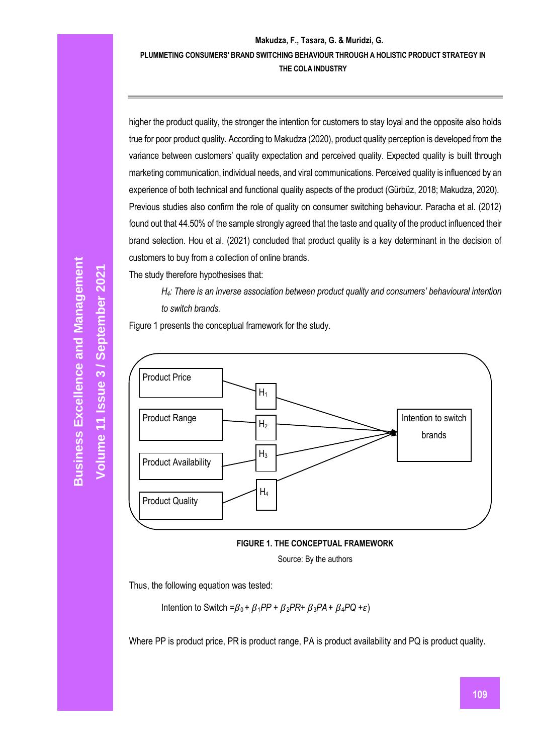higher the product quality, the stronger the intention for customers to stay loyal and the opposite also holds true for poor product quality. According to Makudza (2020), product quality perception is developed from the variance between customers' quality expectation and perceived quality. Expected quality is built through marketing communication, individual needs, and viral communications. Perceived quality is influenced by an experience of both technical and functional quality aspects of the product (Gürbüz, 2018; Makudza, 2020). Previous studies also confirm the role of quality on consumer switching behaviour. Paracha et al. (2012) found out that 44.50% of the sample strongly agreed that the taste and quality of the product influenced their brand selection. Hou et al. (2021) concluded that product quality is a key determinant in the decision of customers to buy from a collection of online brands.

The study therefore hypothesises that:

> *$H_4$: There is an inverse association between product quality and consumers' behavioural intention to switch brands.*

Figure 1 presents the conceptual framework for the study.

Product Price → $H_1$ → Intention to switch brands
Product Range → $H_2$ → Intention to switch brands
Product Availability → $H_3$ → Intention to switch brands
Product Quality → $H_4$ → Intention to switch brands

**FIGURE 1. THE CONCEPTUAL FRAMEWORK**

Source: By the authors

Thus, the following equation was tested:

$$\text{Intention to Switch} = \beta_0 + \beta_1 PP + \beta_2 PR + \beta_3 PA + \beta_4 PQ + \varepsilon)$$

Where PP is product price, PR is product range, PA is product availability and PQ is product quality.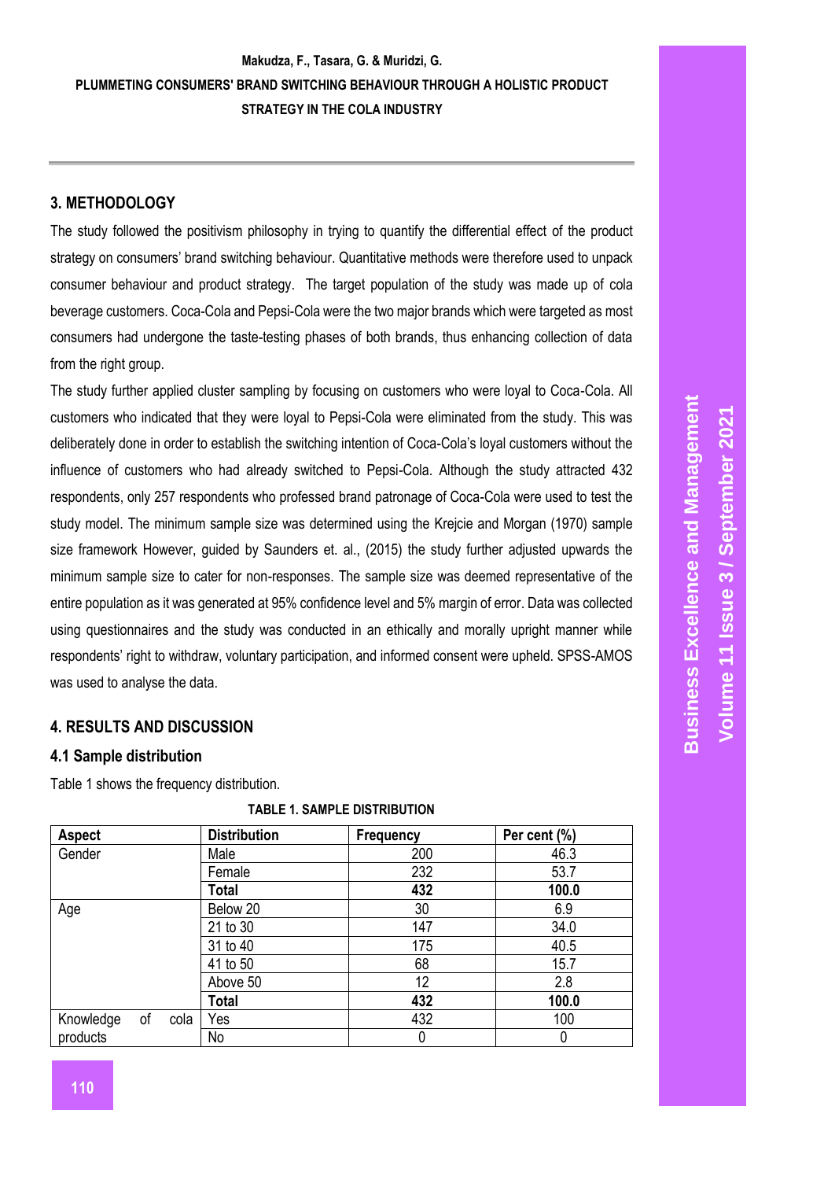## 3. METHODOLOGY

The study followed the positivism philosophy in trying to quantify the differential effect of the product strategy on consumers' brand switching behaviour. Quantitative methods were therefore used to unpack consumer behaviour and product strategy. The target population of the study was made up of cola beverage customers. Coca-Cola and Pepsi-Cola were the two major brands which were targeted as most consumers had undergone the taste-testing phases of both brands, thus enhancing collection of data from the right group.

The study further applied cluster sampling by focusing on customers who were loyal to Coca-Cola. All customers who indicated that they were loyal to Pepsi-Cola were eliminated from the study. This was deliberately done in order to establish the switching intention of Coca-Cola's loyal customers without the influence of customers who had already switched to Pepsi-Cola. Although the study attracted 432 respondents, only 257 respondents who professed brand patronage of Coca-Cola were used to test the study model. The minimum sample size was determined using the Krejcie and Morgan (1970) sample size framework However, guided by Saunders et. al., (2015) the study further adjusted upwards the minimum sample size to cater for non-responses. The sample size was deemed representative of the entire population as it was generated at 95% confidence level and 5% margin of error. Data was collected using questionnaires and the study was conducted in an ethically and morally upright manner while respondents' right to withdraw, voluntary participation, and informed consent were upheld. SPSS-AMOS was used to analyse the data.

## 4. RESULTS AND DISCUSSION

### 4.1 Sample distribution

Table 1 shows the frequency distribution.

**TABLE 1. SAMPLE DISTRIBUTION**

| Aspect | Distribution | Frequency | Per cent (%) |
|---|---|---|---|
| Gender | Male | 200 | 46.3 |
| | Female | 232 | 53.7 |
| | **Total** | **432** | **100.0** |
| Age | Below 20 | 30 | 6.9 |
| | 21 to 30 | 147 | 34.0 |
| | 31 to 40 | 175 | 40.5 |
| | 41 to 50 | 68 | 15.7 |
| | Above 50 | 12 | 2.8 |
| | **Total** | **432** | **100.0** |
| Knowledge of cola products | Yes | 432 | 100 |
| | No | 0 | 0 |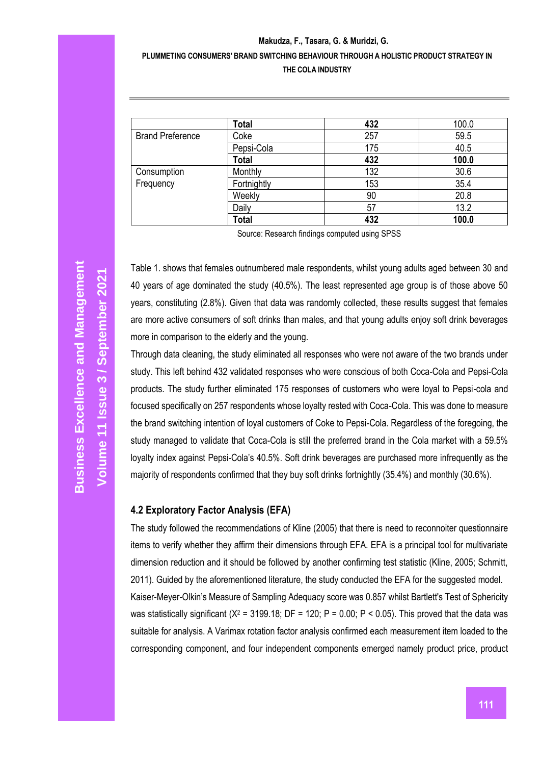|  | **Total** | **432** | 100.0 |
|---|---|---|---|
| Brand Preference | Coke | 257 | 59.5 |
|  | Pepsi-Cola | 175 | 40.5 |
|  | **Total** | **432** | **100.0** |
| Consumption Frequency | Monthly | 132 | 30.6 |
|  | Fortnightly | 153 | 35.4 |
|  | Weekly | 90 | 20.8 |
|  | Daily | 57 | 13.2 |
|  | **Total** | **432** | **100.0** |

Source: Research findings computed using SPSS

Table 1. shows that females outnumbered male respondents, whilst young adults aged between 30 and 40 years of age dominated the study (40.5%). The least represented age group is of those above 50 years, constituting (2.8%). Given that data was randomly collected, these results suggest that females are more active consumers of soft drinks than males, and that young adults enjoy soft drink beverages more in comparison to the elderly and the young.

Through data cleaning, the study eliminated all responses who were not aware of the two brands under study. This left behind 432 validated responses who were conscious of both Coca-Cola and Pepsi-Cola products. The study further eliminated 175 responses of customers who were loyal to Pepsi-cola and focused specifically on 257 respondents whose loyalty rested with Coca-Cola. This was done to measure the brand switching intention of loyal customers of Coke to Pepsi-Cola. Regardless of the foregoing, the study managed to validate that Coca-Cola is still the preferred brand in the Cola market with a 59.5% loyalty index against Pepsi-Cola's 40.5%. Soft drink beverages are purchased more infrequently as the majority of respondents confirmed that they buy soft drinks fortnightly (35.4%) and monthly (30.6%).

### 4.2 Exploratory Factor Analysis (EFA)

The study followed the recommendations of Kline (2005) that there is need to reconnoiter questionnaire items to verify whether they affirm their dimensions through EFA. EFA is a principal tool for multivariate dimension reduction and it should be followed by another confirming test statistic (Kline, 2005; Schmitt, 2011). Guided by the aforementioned literature, the study conducted the EFA for the suggested model. Kaiser-Meyer-Olkin's Measure of Sampling Adequacy score was 0.857 whilst Bartlett's Test of Sphericity was statistically significant ($X^2 = 3199.18$; $DF = 120$; $P = 0.00$; $P < 0.05$). This proved that the data was suitable for analysis. A Varimax rotation factor analysis confirmed each measurement item loaded to the corresponding component, and four independent components emerged namely product price, product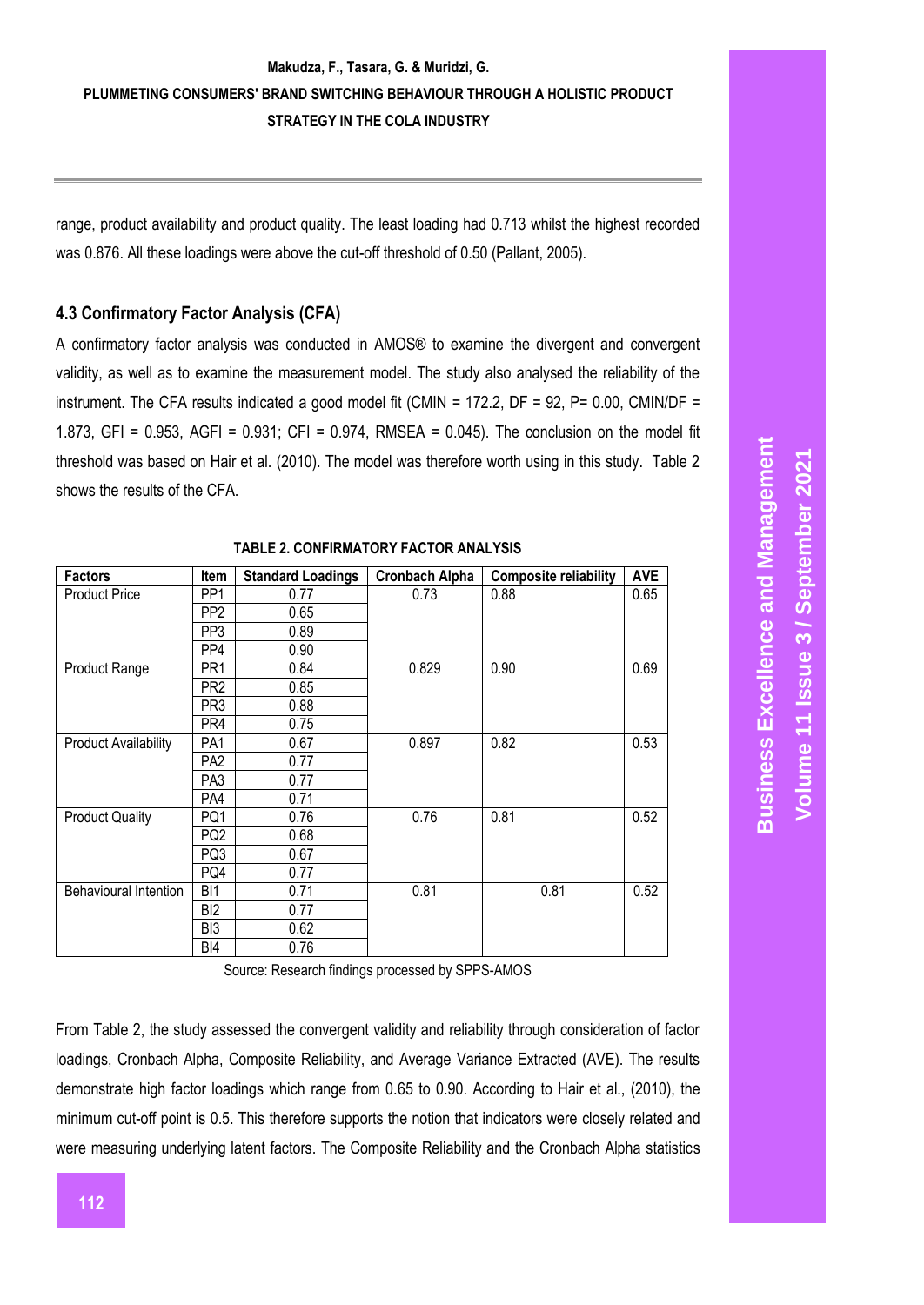range, product availability and product quality. The least loading had 0.713 whilst the highest recorded was 0.876. All these loadings were above the cut-off threshold of 0.50 (Pallant, 2005).

### 4.3 Confirmatory Factor Analysis (CFA)

A confirmatory factor analysis was conducted in AMOS® to examine the divergent and convergent validity, as well as to examine the measurement model. The study also analysed the reliability of the instrument. The CFA results indicated a good model fit (CMIN = 172.2, DF = 92, P= 0.00, CMIN/DF = 1.873, GFI = 0.953, AGFI = 0.931; CFI = 0.974, RMSEA = 0.045). The conclusion on the model fit threshold was based on Hair et al. (2010). The model was therefore worth using in this study. Table 2 shows the results of the CFA.

**TABLE 2. CONFIRMATORY FACTOR ANALYSIS**

| Factors | Item | Standard Loadings | Cronbach Alpha | Composite reliability | AVE |
|---|---|---|---|---|---|
| Product Price | PP1 | 0.77 | 0.73 | 0.88 | 0.65 |
| | PP2 | 0.65 | | | |
| | PP3 | 0.89 | | | |
| | PP4 | 0.90 | | | |
| Product Range | PR1 | 0.84 | 0.829 | 0.90 | 0.69 |
| | PR2 | 0.85 | | | |
| | PR3 | 0.88 | | | |
| | PR4 | 0.75 | | | |
| Product Availability | PA1 | 0.67 | 0.897 | 0.82 | 0.53 |
| | PA2 | 0.77 | | | |
| | PA3 | 0.77 | | | |
| | PA4 | 0.71 | | | |
| Product Quality | PQ1 | 0.76 | 0.76 | 0.81 | 0.52 |
| | PQ2 | 0.68 | | | |
| | PQ3 | 0.67 | | | |
| | PQ4 | 0.77 | | | |
| Behavioural Intention | BI1 | 0.71 | 0.81 | 0.81 | 0.52 |
| | BI2 | 0.77 | | | |
| | BI3 | 0.62 | | | |
| | BI4 | 0.76 | | | |

Source: Research findings processed by SPPS-AMOS

From Table 2, the study assessed the convergent validity and reliability through consideration of factor loadings, Cronbach Alpha, Composite Reliability, and Average Variance Extracted (AVE). The results demonstrate high factor loadings which range from 0.65 to 0.90. According to Hair et al., (2010), the minimum cut-off point is 0.5. This therefore supports the notion that indicators were closely related and were measuring underlying latent factors. The Composite Reliability and the Cronbach Alpha statistics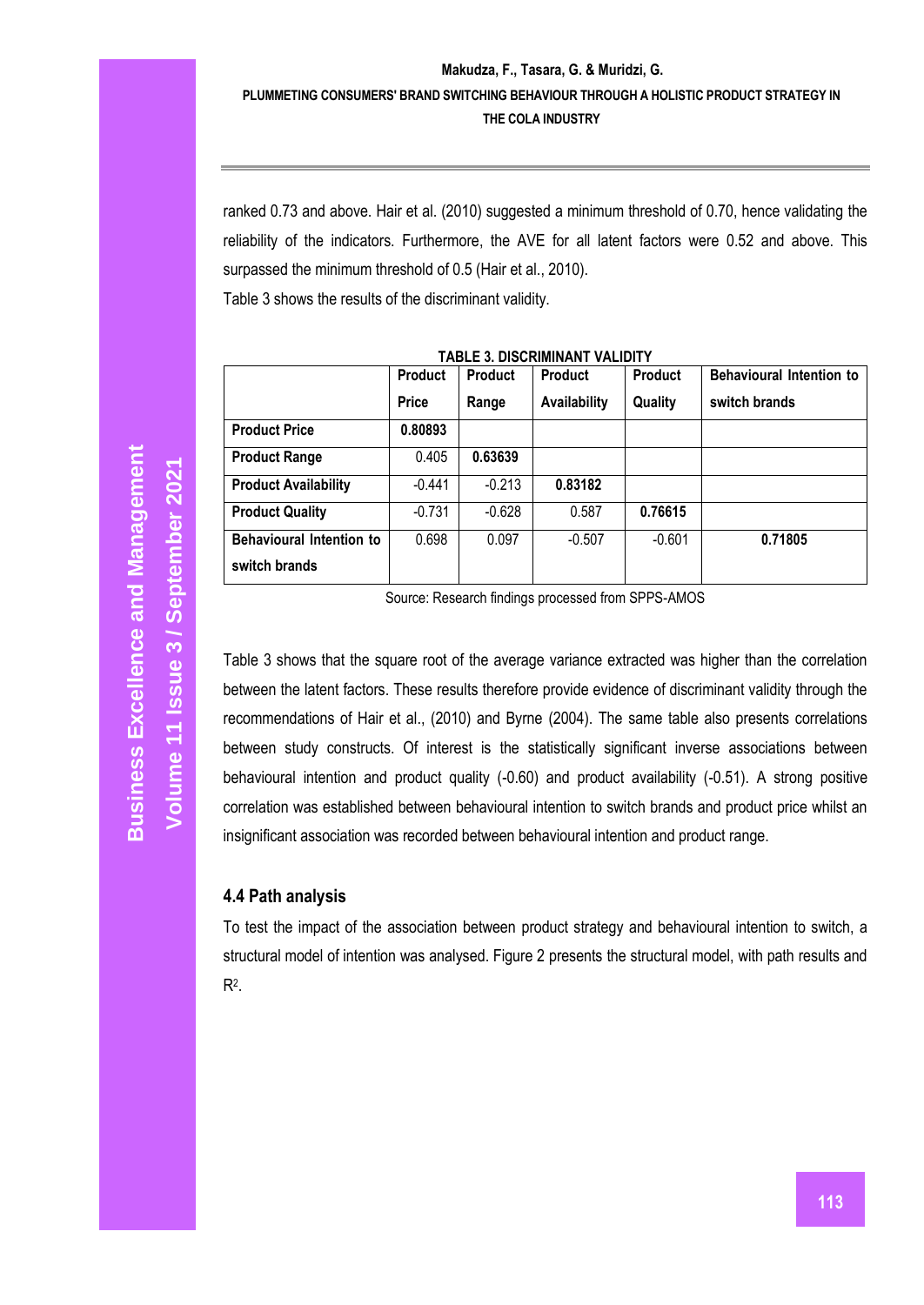ranked 0.73 and above. Hair et al. (2010) suggested a minimum threshold of 0.70, hence validating the reliability of the indicators. Furthermore, the AVE for all latent factors were 0.52 and above. This surpassed the minimum threshold of 0.5 (Hair et al., 2010).

Table 3 shows the results of the discriminant validity.

**TABLE 3. DISCRIMINANT VALIDITY**

| | Product Price | Product Range | Product Availability | Product Quality | Behavioural Intention to switch brands |
|---|---|---|---|---|---|
| **Product Price** | **0.80893** | | | | |
| **Product Range** | 0.405 | **0.63639** | | | |
| **Product Availability** | -0.441 | -0.213 | **0.83182** | | |
| **Product Quality** | -0.731 | -0.628 | 0.587 | **0.76615** | |
| **Behavioural Intention to switch brands** | 0.698 | 0.097 | -0.507 | -0.601 | **0.71805** |

Source: Research findings processed from SPPS-AMOS

Table 3 shows that the square root of the average variance extracted was higher than the correlation between the latent factors. These results therefore provide evidence of discriminant validity through the recommendations of Hair et al., (2010) and Byrne (2004). The same table also presents correlations between study constructs. Of interest is the statistically significant inverse associations between behavioural intention and product quality (-0.60) and product availability (-0.51). A strong positive correlation was established between behavioural intention to switch brands and product price whilst an insignificant association was recorded between behavioural intention and product range.

### 4.4 Path analysis

To test the impact of the association between product strategy and behavioural intention to switch, a structural model of intention was analysed. Figure 2 presents the structural model, with path results and $R^2$.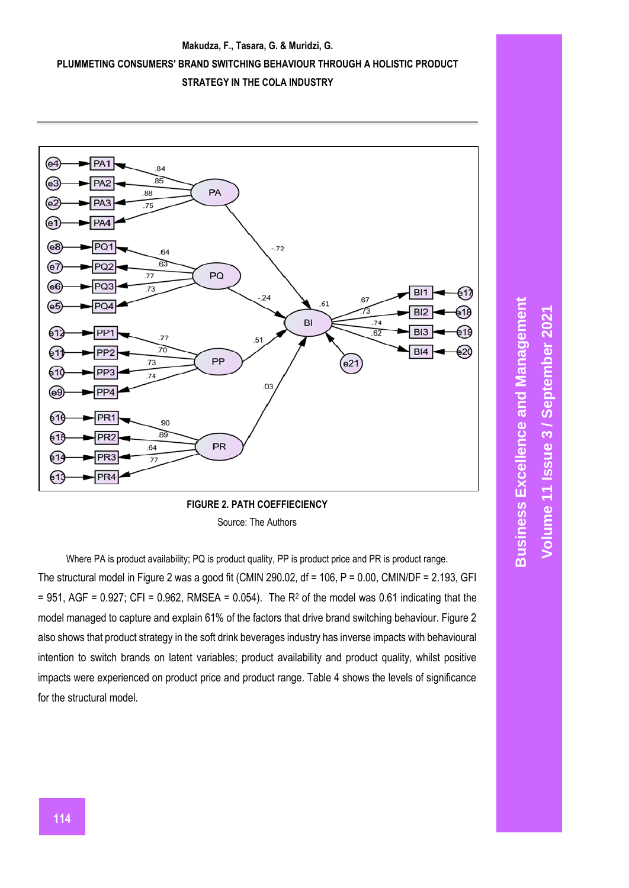FIGURE 2. PATH COEFFIECIENCY

Source: The Authors

Where PA is product availability; PQ is product quality, PP is product price and PR is product range.

The structural model in Figure 2 was a good fit (CMIN 290.02, df = 106, P = 0.00, CMIN/DF = 2.193, GFI = 951, AGF = 0.927; CFI = 0.962, RMSEA = 0.054). The $R^2$ of the model was 0.61 indicating that the model managed to capture and explain 61% of the factors that drive brand switching behaviour. Figure 2 also shows that product strategy in the soft drink beverages industry has inverse impacts with behavioural intention to switch brands on latent variables; product availability and product quality, whilst positive impacts were experienced on product price and product range. Table 4 shows the levels of significance for the structural model.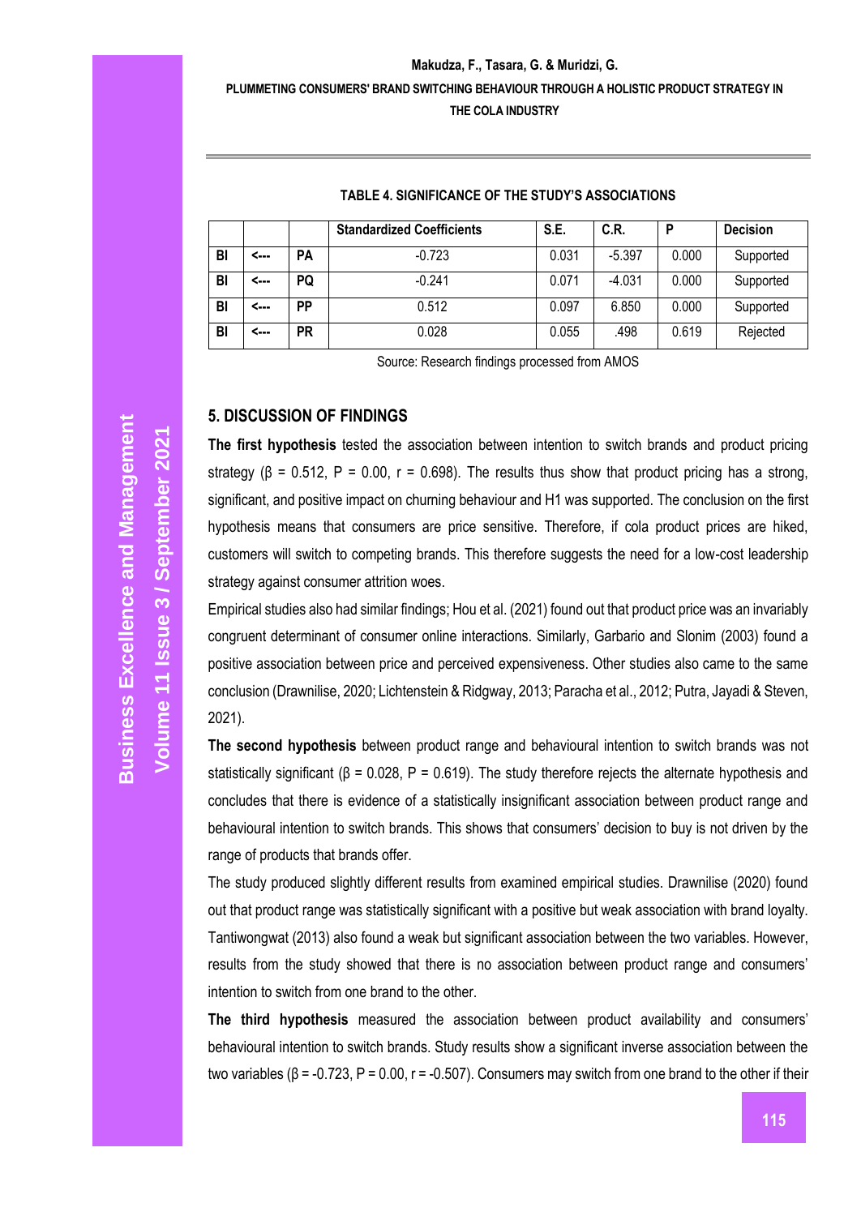**TABLE 4. SIGNIFICANCE OF THE STUDY'S ASSOCIATIONS**

| | | | Standardized Coefficients | S.E. | C.R. | P | Decision |
|---|---|---|---|---|---|---|---|
| BI | <--- | PA | -0.723 | 0.031 | -5.397 | 0.000 | Supported |
| BI | <--- | PQ | -0.241 | 0.071 | -4.031 | 0.000 | Supported |
| BI | <--- | PP | 0.512 | 0.097 | 6.850 | 0.000 | Supported |
| BI | <--- | PR | 0.028 | 0.055 | .498 | 0.619 | Rejected |

Source: Research findings processed from AMOS

## 5. DISCUSSION OF FINDINGS

**The first hypothesis** tested the association between intention to switch brands and product pricing strategy (β = 0.512, P = 0.00, r = 0.698). The results thus show that product pricing has a strong, significant, and positive impact on churning behaviour and H1 was supported. The conclusion on the first hypothesis means that consumers are price sensitive. Therefore, if cola product prices are hiked, customers will switch to competing brands. This therefore suggests the need for a low-cost leadership strategy against consumer attrition woes.

Empirical studies also had similar findings; Hou et al. (2021) found out that product price was an invariably congruent determinant of consumer online interactions. Similarly, Garbario and Slonim (2003) found a positive association between price and perceived expensiveness. Other studies also came to the same conclusion (Drawnilise, 2020; Lichtenstein & Ridgway, 2013; Paracha et al., 2012; Putra, Jayadi & Steven, 2021).

**The second hypothesis** between product range and behavioural intention to switch brands was not statistically significant (β = 0.028, P = 0.619). The study therefore rejects the alternate hypothesis and concludes that there is evidence of a statistically insignificant association between product range and behavioural intention to switch brands. This shows that consumers' decision to buy is not driven by the range of products that brands offer.

The study produced slightly different results from examined empirical studies. Drawnilise (2020) found out that product range was statistically significant with a positive but weak association with brand loyalty. Tantiwongwat (2013) also found a weak but significant association between the two variables. However, results from the study showed that there is no association between product range and consumers' intention to switch from one brand to the other.

**The third hypothesis** measured the association between product availability and consumers' behavioural intention to switch brands. Study results show a significant inverse association between the two variables (β = -0.723, P = 0.00, r = -0.507). Consumers may switch from one brand to the other if their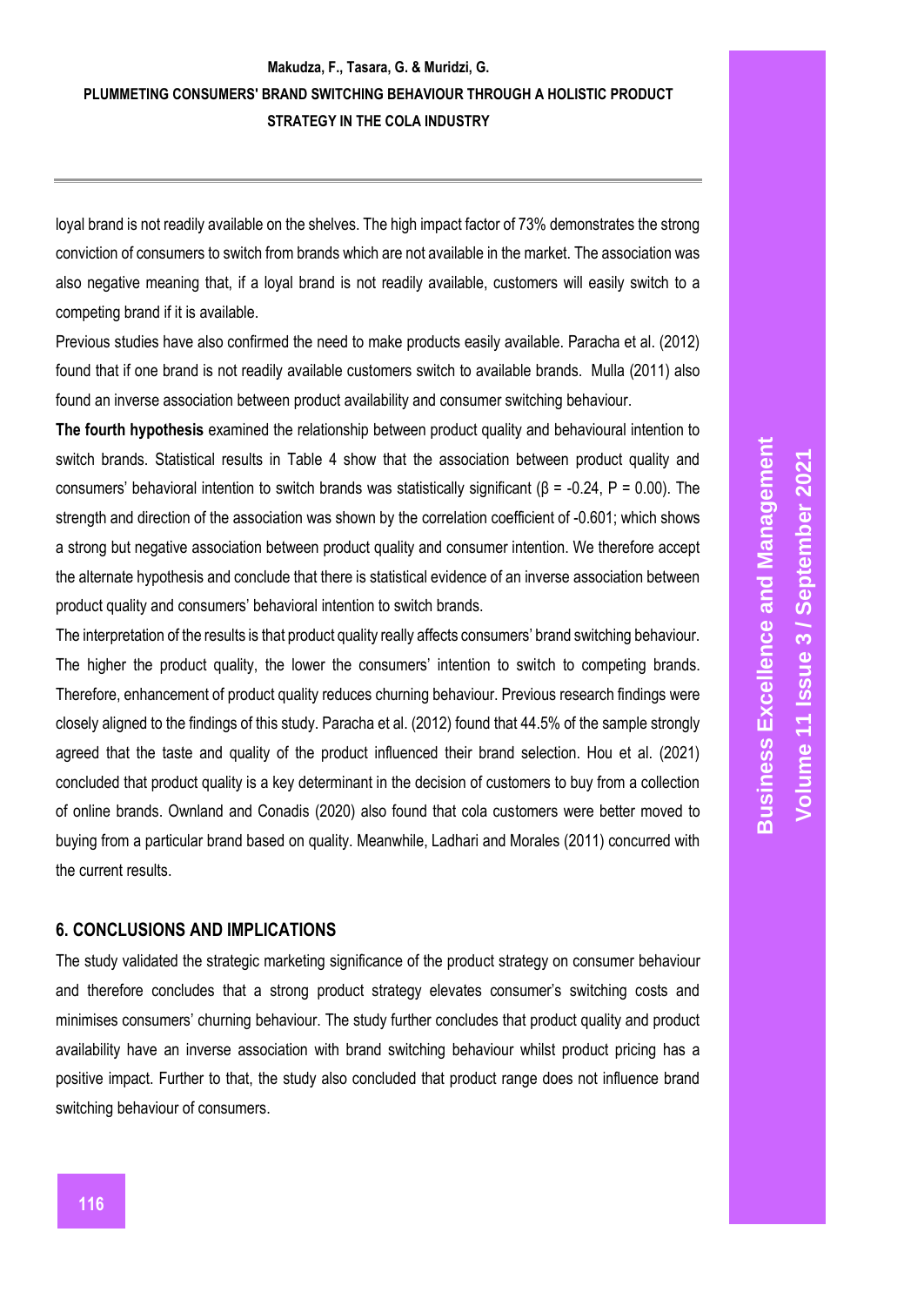loyal brand is not readily available on the shelves. The high impact factor of 73% demonstrates the strong conviction of consumers to switch from brands which are not available in the market. The association was also negative meaning that, if a loyal brand is not readily available, customers will easily switch to a competing brand if it is available.

Previous studies have also confirmed the need to make products easily available. Paracha et al. (2012) found that if one brand is not readily available customers switch to available brands. Mulla (2011) also found an inverse association between product availability and consumer switching behaviour.

**The fourth hypothesis** examined the relationship between product quality and behavioural intention to switch brands. Statistical results in Table 4 show that the association between product quality and consumers' behavioral intention to switch brands was statistically significant ($\beta = -0.24$, $P = 0.00$). The strength and direction of the association was shown by the correlation coefficient of -0.601; which shows a strong but negative association between product quality and consumer intention. We therefore accept the alternate hypothesis and conclude that there is statistical evidence of an inverse association between product quality and consumers' behavioral intention to switch brands.

The interpretation of the results is that product quality really affects consumers' brand switching behaviour. The higher the product quality, the lower the consumers' intention to switch to competing brands. Therefore, enhancement of product quality reduces churning behaviour. Previous research findings were closely aligned to the findings of this study. Paracha et al. (2012) found that 44.5% of the sample strongly agreed that the taste and quality of the product influenced their brand selection. Hou et al. (2021) concluded that product quality is a key determinant in the decision of customers to buy from a collection of online brands. Ownland and Conadis (2020) also found that cola customers were better moved to buying from a particular brand based on quality. Meanwhile, Ladhari and Morales (2011) concurred with the current results.

## 6. CONCLUSIONS AND IMPLICATIONS

The study validated the strategic marketing significance of the product strategy on consumer behaviour and therefore concludes that a strong product strategy elevates consumer's switching costs and minimises consumers' churning behaviour. The study further concludes that product quality and product availability have an inverse association with brand switching behaviour whilst product pricing has a positive impact. Further to that, the study also concluded that product range does not influence brand switching behaviour of consumers.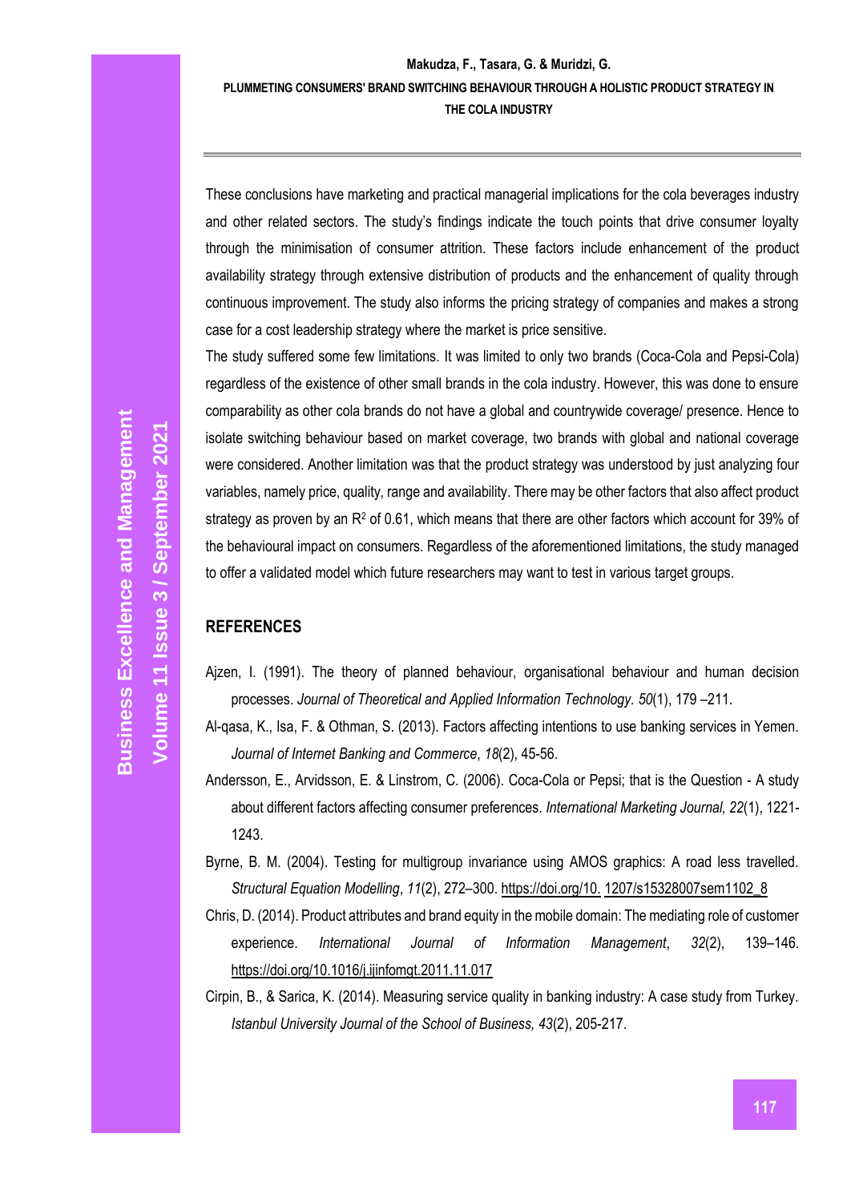These conclusions have marketing and practical managerial implications for the cola beverages industry and other related sectors. The study's findings indicate the touch points that drive consumer loyalty through the minimisation of consumer attrition. These factors include enhancement of the product availability strategy through extensive distribution of products and the enhancement of quality through continuous improvement. The study also informs the pricing strategy of companies and makes a strong case for a cost leadership strategy where the market is price sensitive.

The study suffered some few limitations. It was limited to only two brands (Coca-Cola and Pepsi-Cola) regardless of the existence of other small brands in the cola industry. However, this was done to ensure comparability as other cola brands do not have a global and countrywide coverage/ presence. Hence to isolate switching behaviour based on market coverage, two brands with global and national coverage were considered. Another limitation was that the product strategy was understood by just analyzing four variables, namely price, quality, range and availability. There may be other factors that also affect product strategy as proven by an $R^2$ of 0.61, which means that there are other factors which account for 39% of the behavioural impact on consumers. Regardless of the aforementioned limitations, the study managed to offer a validated model which future researchers may want to test in various target groups.

## REFERENCES

Ajzen, I. (1991). The theory of planned behaviour, organisational behaviour and human decision processes. *Journal of Theoretical and Applied Information Technology. 50*(1), 179 –211.

Al-qasa, K., Isa, F. & Othman, S. (2013). Factors affecting intentions to use banking services in Yemen. *Journal of Internet Banking and Commerce*, *18*(2), 45-56.

Andersson, E., Arvidsson, E. & Linstrom, C. (2006). Coca-Cola or Pepsi; that is the Question - A study about different factors affecting consumer preferences. *International Marketing Journal, 22*(1), 1221-1243.

Byrne, B. M. (2004). Testing for multigroup invariance using AMOS graphics: A road less travelled. *Structural Equation Modelling*, *11*(2), 272–300. https://doi.org/10. 1207/s15328007sem1102_8

Chris, D. (2014). Product attributes and brand equity in the mobile domain: The mediating role of customer experience. *International Journal of Information Management*, *32*(2), 139–146. https://doi.org/10.1016/j.ijinfomgt.2011.11.017

Cirpin, B., & Sarica, K. (2014). Measuring service quality in banking industry: A case study from Turkey. *Istanbul University Journal of the School of Business, 43*(2), 205-217.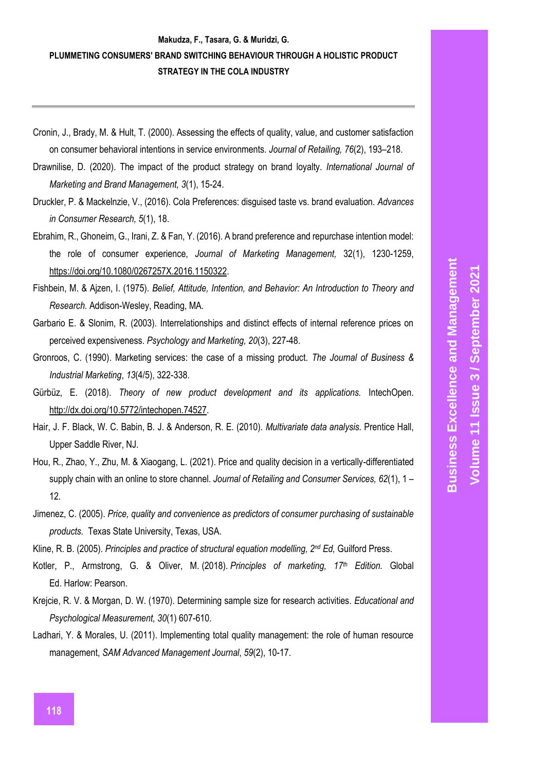Cronin, J., Brady, M. & Hult, T. (2000). Assessing the effects of quality, value, and customer satisfaction on consumer behavioral intentions in service environments. *Journal of Retailing, 76*(2), 193–218.

Drawnilise, D. (2020). The impact of the product strategy on brand loyalty. *International Journal of Marketing and Brand Management, 3*(1), 15-24.

Druckler, P. & Mackelnzie, V., (2016). Cola Preferences: disguised taste vs. brand evaluation. *Advances in Consumer Research, 5*(1), 18.

Ebrahim, R., Ghoneim, G., Irani, Z. & Fan, Y. (2016). A brand preference and repurchase intention model: the role of consumer experience, *Journal of Marketing Management,* 32(1), 1230-1259, https://doi.org/10.1080/0267257X.2016.1150322.

Fishbein, M. & Ajzen, I. (1975). *Belief, Attitude, Intention, and Behavior: An Introduction to Theory and Research.* Addison-Wesley, Reading, MA.

Garbario E. & Slonim, R. (2003). Interrelationships and distinct effects of internal reference prices on perceived expensiveness. *Psychology and Marketing, 20*(3), 227-48.

Gronroos, C. (1990). Marketing services: the case of a missing product. *The Journal of Business & Industrial Marketing*, *13*(4/5), 322-338.

Gürbüz, E. (2018). *Theory of new product development and its applications.* IntechOpen. http://dx.doi.org/10.5772/intechopen.74527.

Hair, J. F. Black, W. C. Babin, B. J. & Anderson, R. E. (2010). *Multivariate data analysis.* Prentice Hall, Upper Saddle River, NJ.

Hou, R., Zhao, Y., Zhu, M. & Xiaogang, L. (2021). Price and quality decision in a vertically-differentiated supply chain with an online to store channel. *Journal of Retailing and Consumer Services, 62*(1), 1 – 12.

Jimenez, C. (2005). *Price, quality and convenience as predictors of consumer purchasing of sustainable products.* Texas State University, Texas, USA.

Kline, R. B. (2005). *Principles and practice of structural equation modelling, 2nd Ed,* Guilford Press.

Kotler, P., Armstrong, G. & Oliver, M. (2018). *Principles of marketing, 17th Edition.* Global Ed. Harlow: Pearson.

Krejcie, R. V. & Morgan, D. W. (1970). Determining sample size for research activities. *Educational and Psychological Measurement, 30*(1) 607-610.

Ladhari, Y. & Morales, U. (2011). Implementing total quality management: the role of human resource management, *SAM Advanced Management Journal*, *59*(2), 10-17.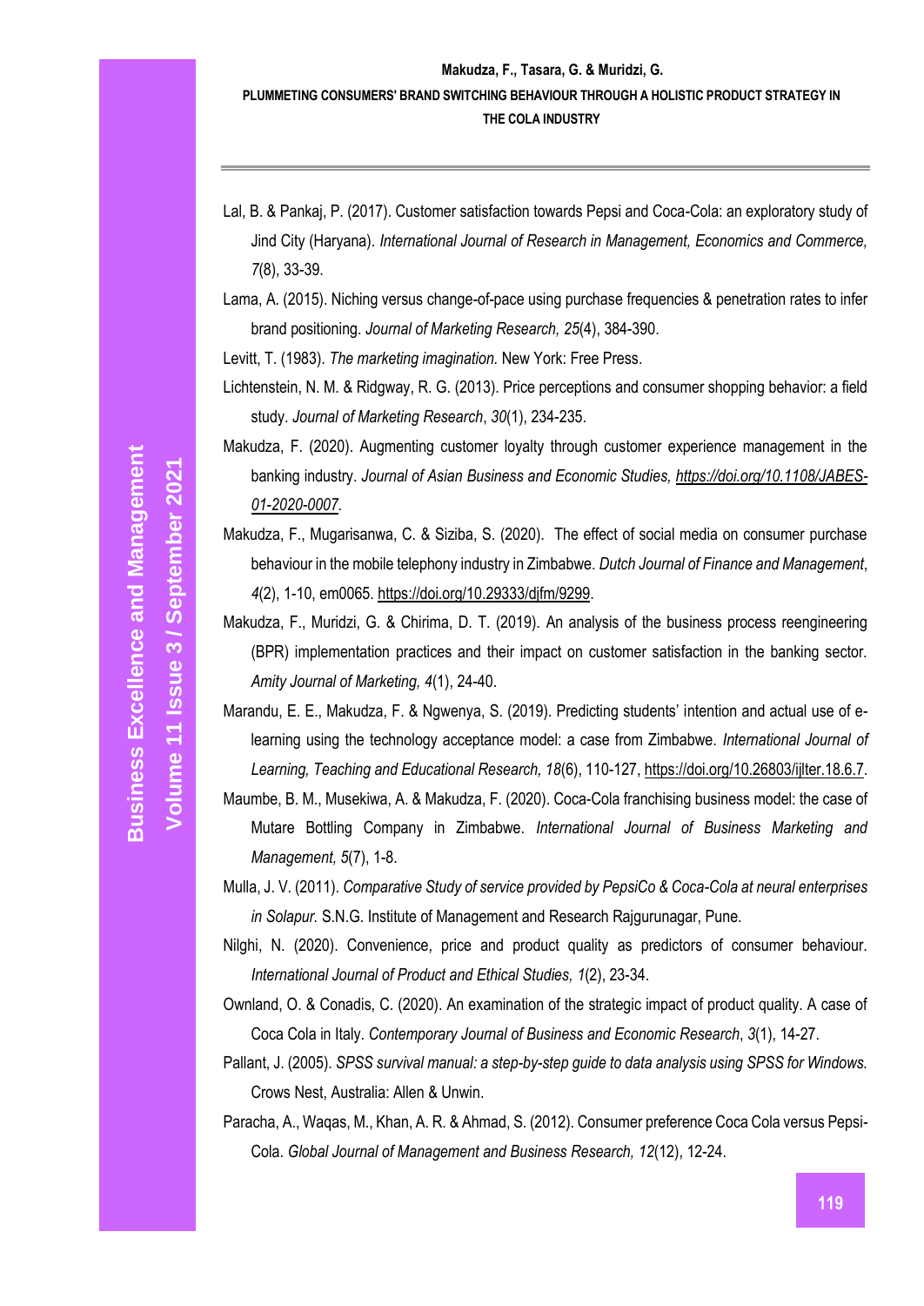Lal, B. & Pankaj, P. (2017). Customer satisfaction towards Pepsi and Coca-Cola: an exploratory study of Jind City (Haryana). *International Journal of Research in Management, Economics and Commerce, 7*(8), 33-39.

Lama, A. (2015). Niching versus change-of-pace using purchase frequencies & penetration rates to infer brand positioning. *Journal of Marketing Research, 25*(4), 384-390.

Levitt, T. (1983). *The marketing imagination.* New York: Free Press.

Lichtenstein, N. M. & Ridgway, R. G. (2013). Price perceptions and consumer shopping behavior: a field study. *Journal of Marketing Research*, *30*(1), 234-235.

Makudza, F. (2020). Augmenting customer loyalty through customer experience management in the banking industry. *Journal of Asian Business and Economic Studies, https://doi.org/10.1108/JABES-01-2020-0007.*

Makudza, F., Mugarisanwa, C. & Siziba, S. (2020). The effect of social media on consumer purchase behaviour in the mobile telephony industry in Zimbabwe. *Dutch Journal of Finance and Management*, *4*(2), 1-10, em0065. https://doi.org/10.29333/djfm/9299.

Makudza, F., Muridzi, G. & Chirima, D. T. (2019). An analysis of the business process reengineering (BPR) implementation practices and their impact on customer satisfaction in the banking sector. *Amity Journal of Marketing, 4*(1), 24-40.

Marandu, E. E., Makudza, F. & Ngwenya, S. (2019). Predicting students' intention and actual use of e-learning using the technology acceptance model: a case from Zimbabwe. *International Journal of Learning, Teaching and Educational Research, 18*(6), 110-127, https://doi.org/10.26803/ijlter.18.6.7.

Maumbe, B. M., Musekiwa, A. & Makudza, F. (2020). Coca-Cola franchising business model: the case of Mutare Bottling Company in Zimbabwe. *International Journal of Business Marketing and Management, 5*(7), 1-8.

Mulla, J. V. (2011). *Comparative Study of service provided by PepsiCo & Coca-Cola at neural enterprises in Solapur.* S.N.G. Institute of Management and Research Rajgurunagar, Pune.

Nilghi, N. (2020). Convenience, price and product quality as predictors of consumer behaviour. *International Journal of Product and Ethical Studies, 1*(2), 23-34.

Ownland, O. & Conadis, C. (2020). An examination of the strategic impact of product quality. A case of Coca Cola in Italy. *Contemporary Journal of Business and Economic Research*, *3*(1), 14-27.

Pallant, J. (2005). *SPSS survival manual: a step-by-step guide to data analysis using SPSS for Windows.* Crows Nest, Australia: Allen & Unwin.

Paracha, A., Waqas, M., Khan, A. R. & Ahmad, S. (2012). Consumer preference Coca Cola versus Pepsi-Cola. *Global Journal of Management and Business Research, 12*(12), 12-24.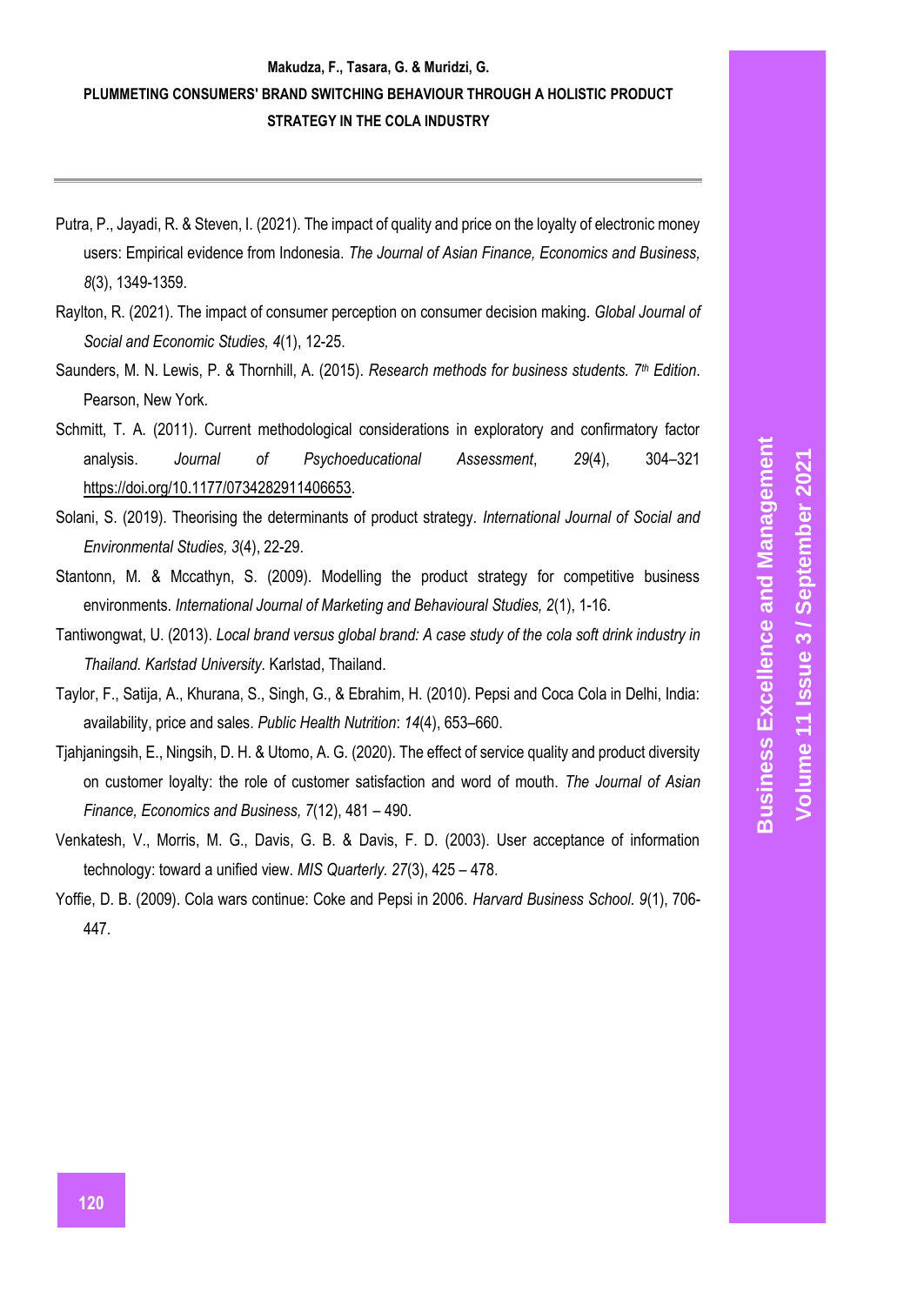Putra, P., Jayadi, R. & Steven, I. (2021). The impact of quality and price on the loyalty of electronic money users: Empirical evidence from Indonesia. *The Journal of Asian Finance, Economics and Business, 8*(3), 1349-1359.

Raylton, R. (2021). The impact of consumer perception on consumer decision making. *Global Journal of Social and Economic Studies, 4*(1), 12-25.

Saunders, M. N. Lewis, P. & Thornhill, A. (2015). *Research methods for business students. 7th Edition*. Pearson, New York.

Schmitt, T. A. (2011). Current methodological considerations in exploratory and confirmatory factor analysis. *Journal of Psychoeducational Assessment*, *29*(4), 304–321 https://doi.org/10.1177/0734282911406653.

Solani, S. (2019). Theorising the determinants of product strategy. *International Journal of Social and Environmental Studies, 3*(4), 22-29.

Stantonn, M. & Mccathyn, S. (2009). Modelling the product strategy for competitive business environments. *International Journal of Marketing and Behavioural Studies, 2*(1), 1-16.

Tantiwongwat, U. (2013). *Local brand versus global brand: A case study of the cola soft drink industry in Thailand. Karlstad University.* Karlstad, Thailand.

Taylor, F., Satija, A., Khurana, S., Singh, G., & Ebrahim, H. (2010). Pepsi and Coca Cola in Delhi, India: availability, price and sales. *Public Health Nutrition*: *14*(4), 653–660.

Tjahjaningsih, E., Ningsih, D. H. & Utomo, A. G. (2020). The effect of service quality and product diversity on customer loyalty: the role of customer satisfaction and word of mouth. *The Journal of Asian Finance, Economics and Business, 7*(12), 481 – 490.

Venkatesh, V., Morris, M. G., Davis, G. B. & Davis, F. D. (2003). User acceptance of information technology: toward a unified view. *MIS Quarterly. 27*(3), 425 – 478.

Yoffie, D. B. (2009). Cola wars continue: Coke and Pepsi in 2006. *Harvard Business School. 9*(1), 706-447.